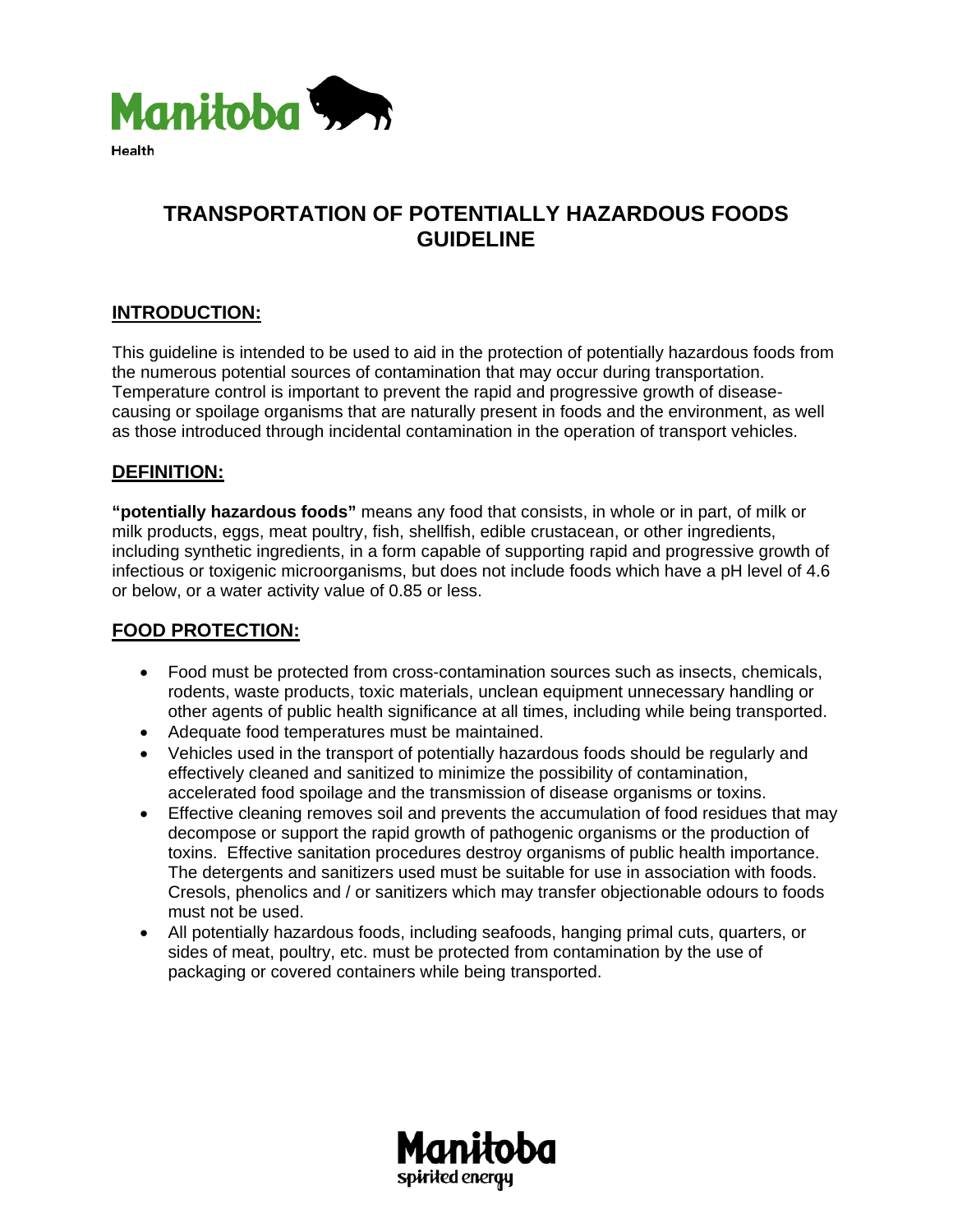Manitoba

Health

# TRANSPORTATION OF POTENTIALLY HAZARDOUS FOODS GUIDELINE

## INTRODUCTION:

This guideline is intended to be used to aid in the protection of potentially hazardous foods from the numerous potential sources of contamination that may occur during transportation. Temperature control is important to prevent the rapid and progressive growth of disease-causing or spoilage organisms that are naturally present in foods and the environment, as well as those introduced through incidental contamination in the operation of transport vehicles.

## DEFINITION:

**"potentially hazardous foods"** means any food that consists, in whole or in part, of milk or milk products, eggs, meat poultry, fish, shellfish, edible crustacean, or other ingredients, including synthetic ingredients, in a form capable of supporting rapid and progressive growth of infectious or toxigenic microorganisms, but does not include foods which have a pH level of 4.6 or below, or a water activity value of 0.85 or less.

## FOOD PROTECTION:

- Food must be protected from cross-contamination sources such as insects, chemicals, rodents, waste products, toxic materials, unclean equipment unnecessary handling or other agents of public health significance at all times, including while being transported.
- Adequate food temperatures must be maintained.
- Vehicles used in the transport of potentially hazardous foods should be regularly and effectively cleaned and sanitized to minimize the possibility of contamination, accelerated food spoilage and the transmission of disease organisms or toxins.
- Effective cleaning removes soil and prevents the accumulation of food residues that may decompose or support the rapid growth of pathogenic organisms or the production of toxins. Effective sanitation procedures destroy organisms of public health importance. The detergents and sanitizers used must be suitable for use in association with foods. Cresols, phenolics and / or sanitizers which may transfer objectionable odours to foods must not be used.
- All potentially hazardous foods, including seafoods, hanging primal cuts, quarters, or sides of meat, poultry, etc. must be protected from contamination by the use of packaging or covered containers while being transported.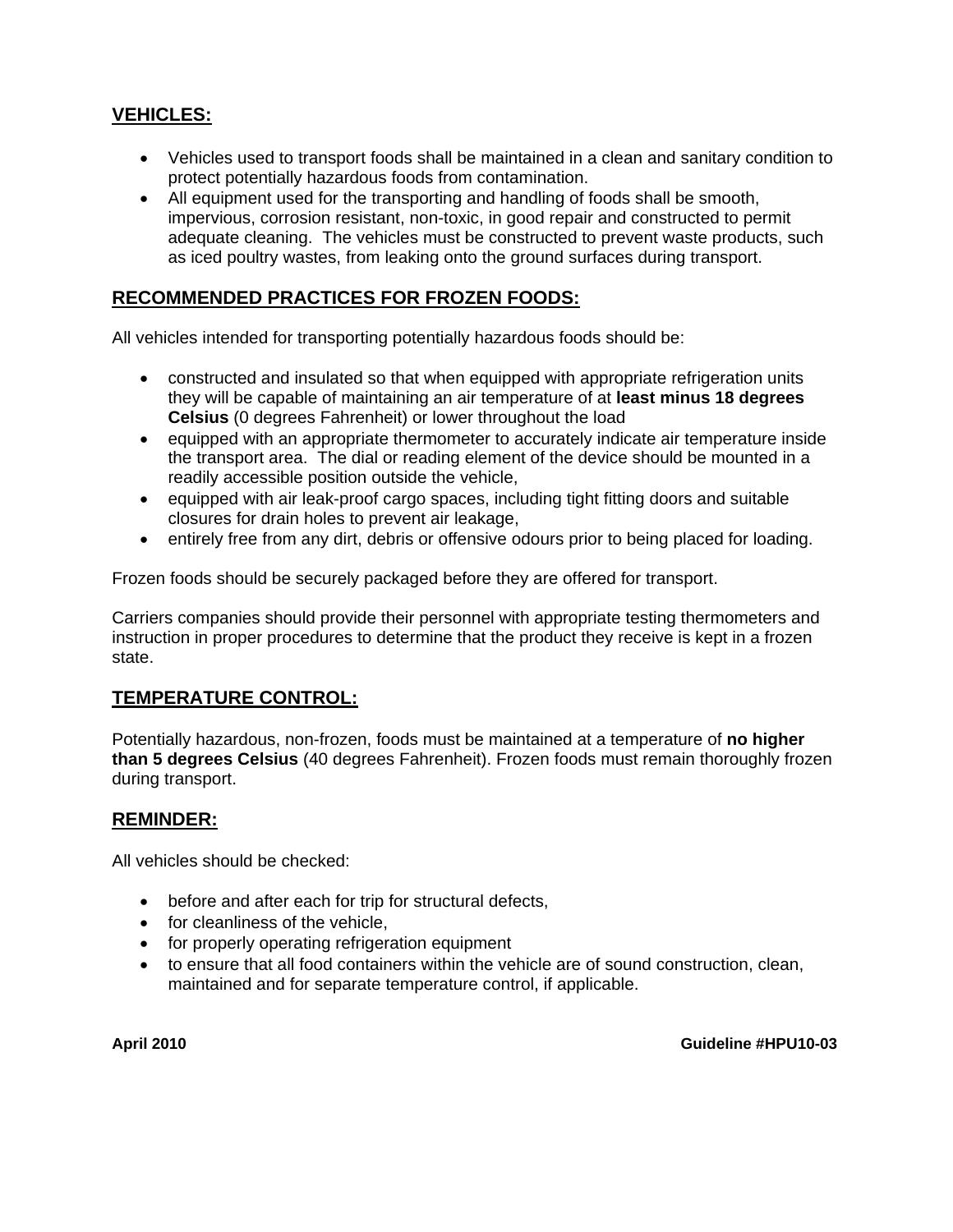## VEHICLES:

- Vehicles used to transport foods shall be maintained in a clean and sanitary condition to protect potentially hazardous foods from contamination.
- All equipment used for the transporting and handling of foods shall be smooth, impervious, corrosion resistant, non-toxic, in good repair and constructed to permit adequate cleaning. The vehicles must be constructed to prevent waste products, such as iced poultry wastes, from leaking onto the ground surfaces during transport.

## RECOMMENDED PRACTICES FOR FROZEN FOODS:

All vehicles intended for transporting potentially hazardous foods should be:

- constructed and insulated so that when equipped with appropriate refrigeration units they will be capable of maintaining an air temperature of at **least minus 18 degrees Celsius** (0 degrees Fahrenheit) or lower throughout the load
- equipped with an appropriate thermometer to accurately indicate air temperature inside the transport area. The dial or reading element of the device should be mounted in a readily accessible position outside the vehicle,
- equipped with air leak-proof cargo spaces, including tight fitting doors and suitable closures for drain holes to prevent air leakage,
- entirely free from any dirt, debris or offensive odours prior to being placed for loading.

Frozen foods should be securely packaged before they are offered for transport.

Carriers companies should provide their personnel with appropriate testing thermometers and instruction in proper procedures to determine that the product they receive is kept in a frozen state.

## TEMPERATURE CONTROL:

Potentially hazardous, non-frozen, foods must be maintained at a temperature of **no higher than 5 degrees Celsius** (40 degrees Fahrenheit). Frozen foods must remain thoroughly frozen during transport.

## REMINDER:

All vehicles should be checked:

- before and after each for trip for structural defects,
- for cleanliness of the vehicle,
- for properly operating refrigeration equipment
- to ensure that all food containers within the vehicle are of sound construction, clean, maintained and for separate temperature control, if applicable.

**April 2010** **Guideline #HPU10-03**